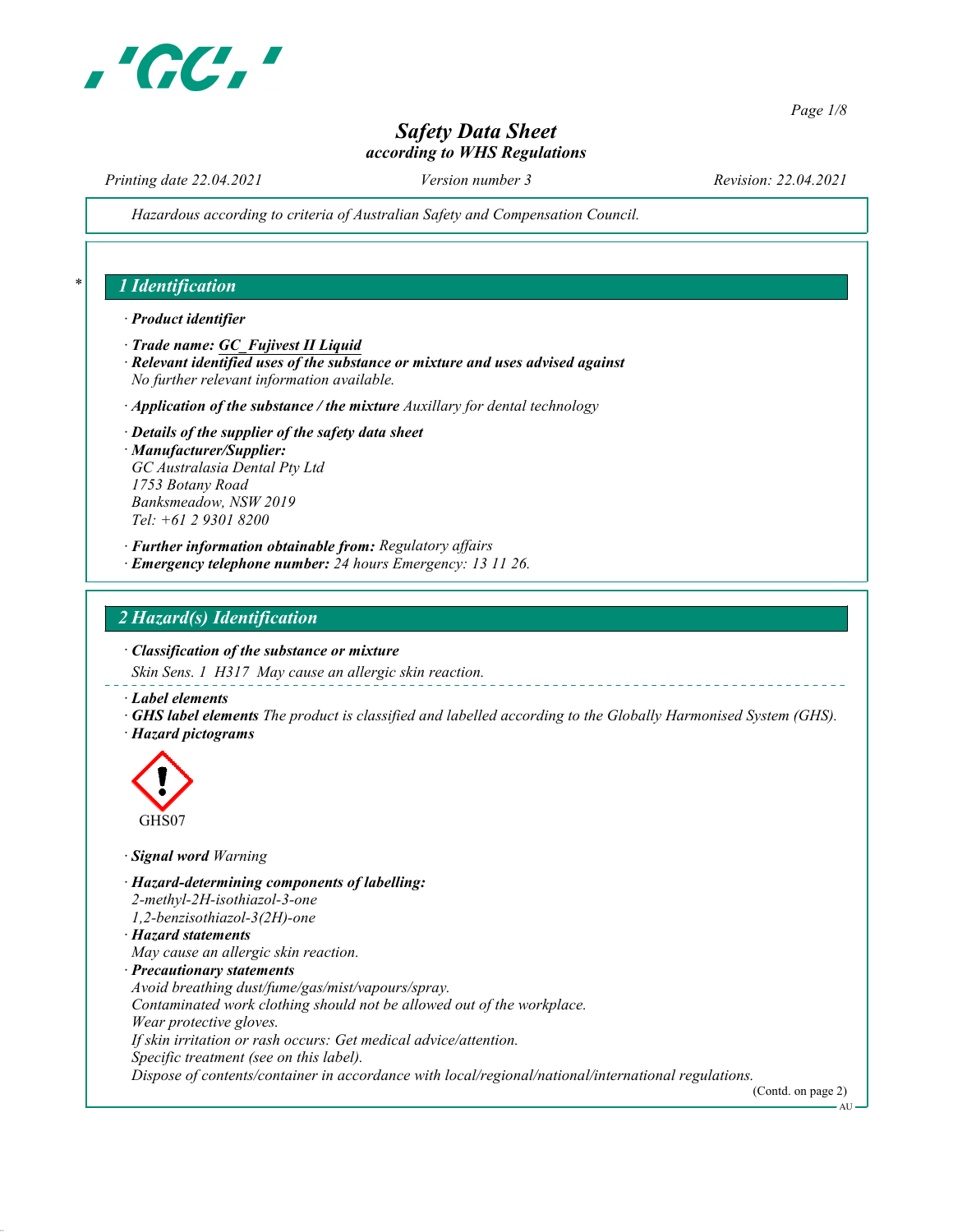# Safety Data Sheet
*according to WHS Regulations*

*Printing date 22.04.2021* *Version number 3* *Revision: 22.04.2021*

*Hazardous according to criteria of Australian Safety and Compensation Council.*

## 1 Identification

· **Product identifier**

· **Trade name: GC_Fujivest II Liquid**

· **Relevant identified uses of the substance or mixture and uses advised against**
No further relevant information available.

· **Application of the substance / the mixture** Auxillary for dental technology

· **Details of the supplier of the safety data sheet**

· **Manufacturer/Supplier:**
GC Australasia Dental Pty Ltd
1753 Botany Road
Banksmeadow, NSW 2019
Tel: +61 2 9301 8200

· **Further information obtainable from:** Regulatory affairs

· **Emergency telephone number:** 24 hours Emergency: 13 11 26.

## 2 Hazard(s) Identification

· **Classification of the substance or mixture**
Skin Sens. 1 H317 May cause an allergic skin reaction.

· **Label elements**

· **GHS label elements** The product is classified and labelled according to the Globally Harmonised System (GHS).

· **Hazard pictograms**

GHS07

· **Signal word** Warning

· **Hazard-determining components of labelling:**
2-methyl-2H-isothiazol-3-one
1,2-benzisothiazol-3(2H)-one

· **Hazard statements**
May cause an allergic skin reaction.

· **Precautionary statements**
Avoid breathing dust/fume/gas/mist/vapours/spray.
Contaminated work clothing should not be allowed out of the workplace.
Wear protective gloves.
If skin irritation or rash occurs: Get medical advice/attention.
Specific treatment (see on this label).
Dispose of contents/container in accordance with local/regional/national/international regulations.

(Contd. on page 2)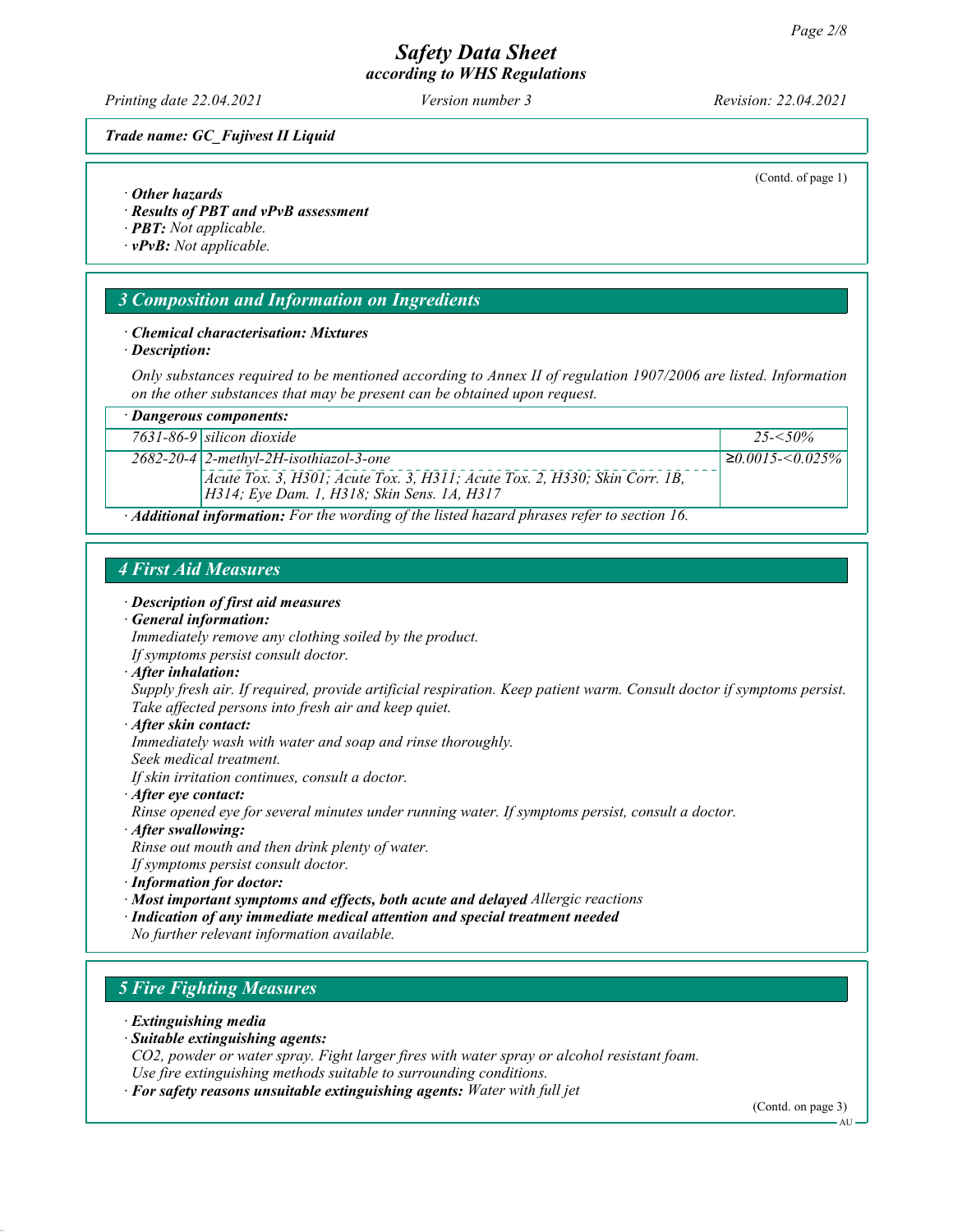(Contd. of page 1)

· **Other hazards**
· **Results of PBT and vPvB assessment**
· **PBT:** *Not applicable.*
· **vPvB:** *Not applicable.*

## 3 Composition and Information on Ingredients

· **Chemical characterisation: Mixtures**
· **Description:**

*Only substances required to be mentioned according to Annex II of regulation 1907/2006 are listed. Information on the other substances that may be present can be obtained upon request.*

| · **Dangerous components:** | | |
|---|---|---|
| 7631-86-9 | silicon dioxide | 25-<50% |
| 2682-20-4 | 2-methyl-2H-isothiazol-3-one<br>Acute Tox. 3, H301; Acute Tox. 3, H311; Acute Tox. 2, H330; Skin Corr. 1B, H314; Eye Dam. 1, H318; Skin Sens. 1A, H317 | ≥0.0015-<0.025% |

· **Additional information:** *For the wording of the listed hazard phrases refer to section 16.*

## 4 First Aid Measures

· **Description of first aid measures**
· **General information:**
*Immediately remove any clothing soiled by the product.*
*If symptoms persist consult doctor.*
· **After inhalation:**
*Supply fresh air. If required, provide artificial respiration. Keep patient warm. Consult doctor if symptoms persist.*
*Take affected persons into fresh air and keep quiet.*
· **After skin contact:**
*Immediately wash with water and soap and rinse thoroughly.*
*Seek medical treatment.*
*If skin irritation continues, consult a doctor.*
· **After eye contact:**
*Rinse opened eye for several minutes under running water. If symptoms persist, consult a doctor.*
· **After swallowing:**
*Rinse out mouth and then drink plenty of water.*
*If symptoms persist consult doctor.*
· **Information for doctor:**
· **Most important symptoms and effects, both acute and delayed** *Allergic reactions*
· **Indication of any immediate medical attention and special treatment needed**
*No further relevant information available.*

## 5 Fire Fighting Measures

· **Extinguishing media**
· **Suitable extinguishing agents:**
*$CO_2$, powder or water spray. Fight larger fires with water spray or alcohol resistant foam.*
*Use fire extinguishing methods suitable to surrounding conditions.*
· **For safety reasons unsuitable extinguishing agents:** *Water with full jet*

(Contd. on page 3)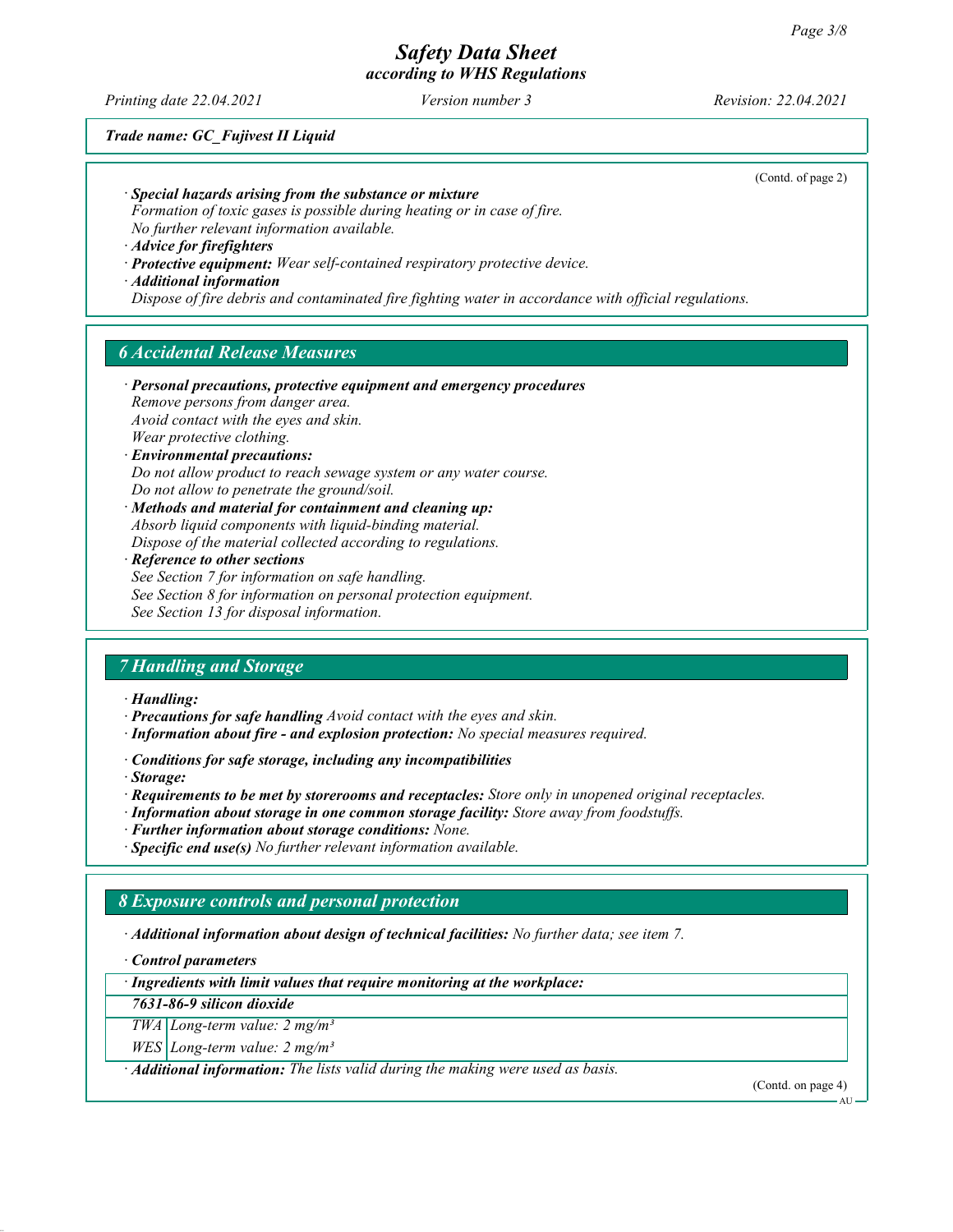*Trade name: GC_Fujivest II Liquid*

(Contd. of page 2)

· ***Special hazards arising from the substance or mixture***
*Formation of toxic gases is possible during heating or in case of fire.*
*No further relevant information available.*

· ***Advice for firefighters***

· ***Protective equipment:*** *Wear self-contained respiratory protective device.*

· ***Additional information***
*Dispose of fire debris and contaminated fire fighting water in accordance with official regulations.*

## *6 Accidental Release Measures*

· ***Personal precautions, protective equipment and emergency procedures***
*Remove persons from danger area.*
*Avoid contact with the eyes and skin.*
*Wear protective clothing.*

· ***Environmental precautions:***
*Do not allow product to reach sewage system or any water course.*
*Do not allow to penetrate the ground/soil.*

· ***Methods and material for containment and cleaning up:***
*Absorb liquid components with liquid-binding material.*
*Dispose of the material collected according to regulations.*

· ***Reference to other sections***
*See Section 7 for information on safe handling.*
*See Section 8 for information on personal protection equipment.*
*See Section 13 for disposal information.*

## *7 Handling and Storage*

· ***Handling:***

· ***Precautions for safe handling*** *Avoid contact with the eyes and skin.*

· ***Information about fire - and explosion protection:*** *No special measures required.*

· ***Conditions for safe storage, including any incompatibilities***

· ***Storage:***

· ***Requirements to be met by storerooms and receptacles:*** *Store only in unopened original receptacles.*

· ***Information about storage in one common storage facility:*** *Store away from foodstuffs.*

· ***Further information about storage conditions:*** *None.*

· ***Specific end use(s)*** *No further relevant information available.*

## *8 Exposure controls and personal protection*

· ***Additional information about design of technical facilities:*** *No further data; see item 7.*

· ***Control parameters***

| · ***Ingredients with limit values that require monitoring at the workplace:*** | |
|---|---|
| ***7631-86-9 silicon dioxide*** | |
| *TWA* | *Long-term value: 2 mg/m³* |
| *WES* | *Long-term value: 2 mg/m³* |

· ***Additional information:*** *The lists valid during the making were used as basis.*

(Contd. on page 4)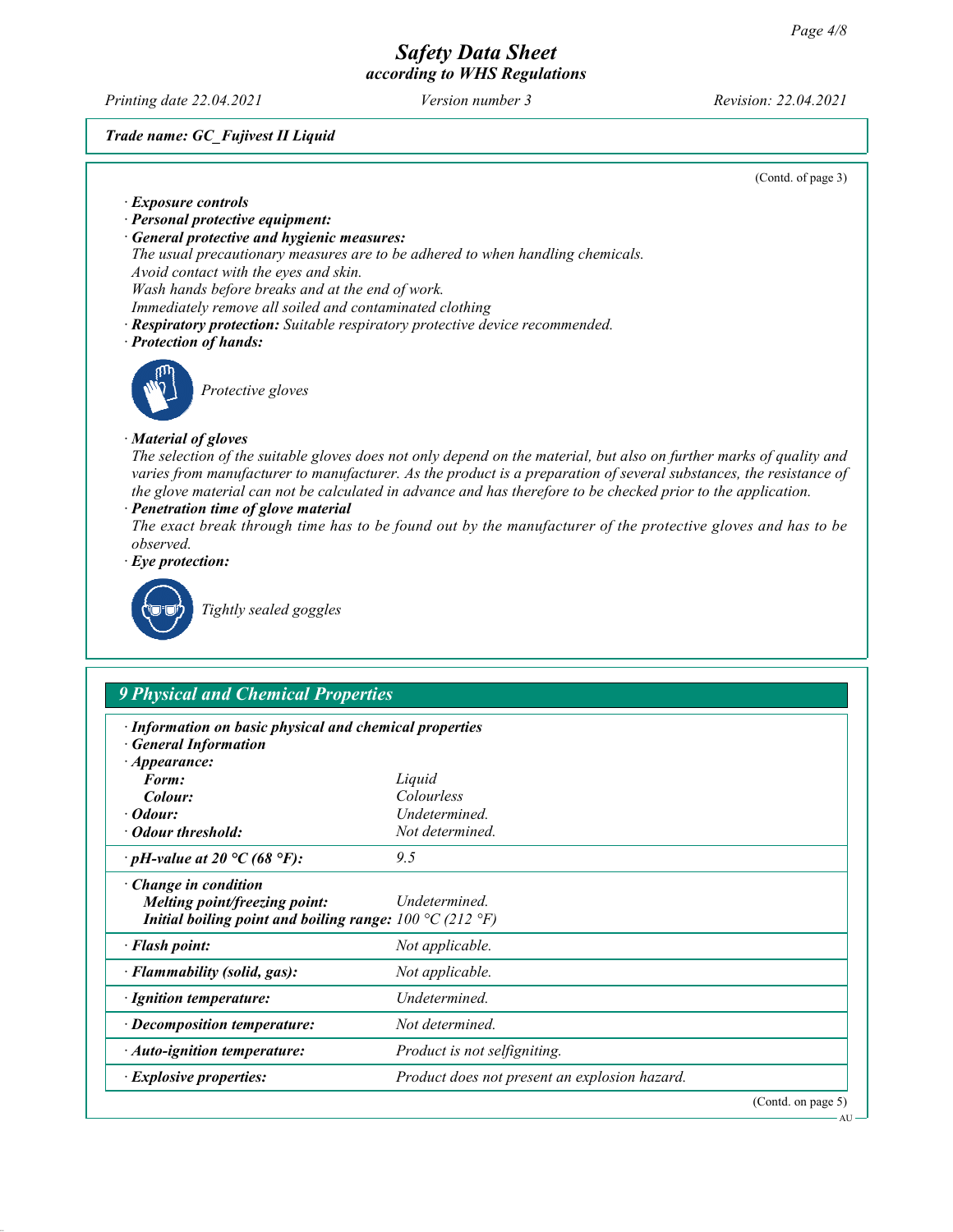*Trade name: GC_Fujivest II Liquid*

(Contd. of page 3)

- **Exposure controls**
- **Personal protective equipment:**
- **General protective and hygienic measures:**

  The usual precautionary measures are to be adhered to when handling chemicals.
  Avoid contact with the eyes and skin.
  Wash hands before breaks and at the end of work.
  Immediately remove all soiled and contaminated clothing
- **Respiratory protection:** Suitable respiratory protective device recommended.
- **Protection of hands:**

  Protective gloves
- **Material of gloves**

  The selection of the suitable gloves does not only depend on the material, but also on further marks of quality and varies from manufacturer to manufacturer. As the product is a preparation of several substances, the resistance of the glove material can not be calculated in advance and has therefore to be checked prior to the application.
- **Penetration time of glove material**

  The exact break through time has to be found out by the manufacturer of the protective gloves and has to be observed.
- **Eye protection:**

  Tightly sealed goggles

## 9 Physical and Chemical Properties

- **Information on basic physical and chemical properties**
- **General Information**

| | |
|---|---|
| **Appearance:** | |
| **Form:** | Liquid |
| **Colour:** | Colourless |
| **Odour:** | Undetermined. |
| **Odour threshold:** | Not determined. |
| **pH-value at 20 °C (68 °F):** | 9.5 |
| **Change in condition** | |
| **Melting point/freezing point:** | Undetermined. |
| **Initial boiling point and boiling range:** | 100 °C (212 °F) |
| **Flash point:** | Not applicable. |
| **Flammability (solid, gas):** | Not applicable. |
| **Ignition temperature:** | Undetermined. |
| **Decomposition temperature:** | Not determined. |
| **Auto-ignition temperature:** | Product is not selfigniting. |
| **Explosive properties:** | Product does not present an explosion hazard. |

(Contd. on page 5)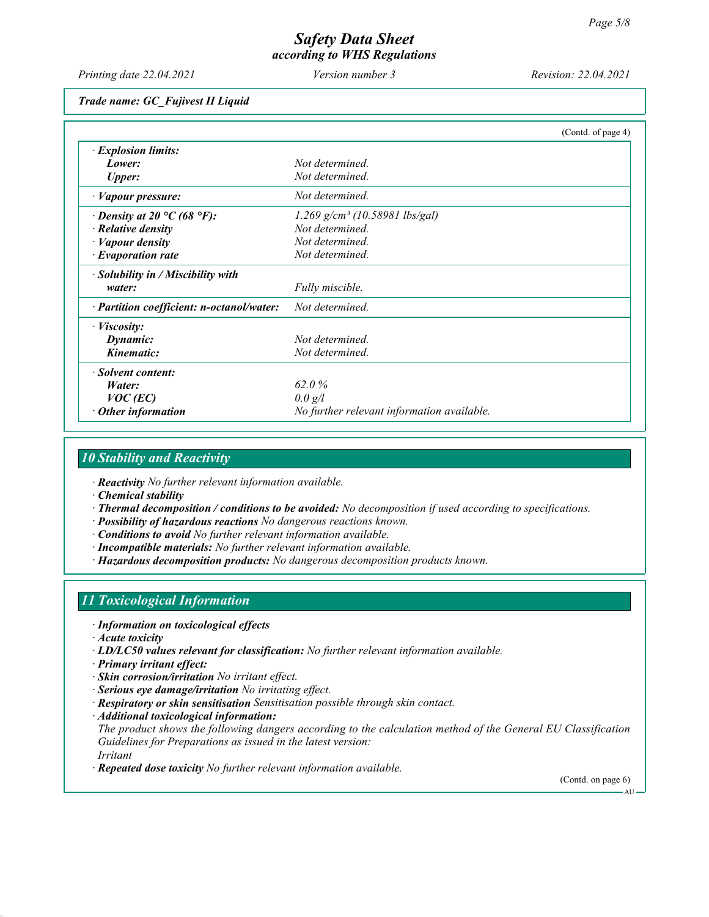*Trade name: GC_Fujivest II Liquid*

(Contd. of page 4)

| | |
|---|---|
| · **Explosion limits:** | |
| **Lower:** | Not determined. |
| **Upper:** | Not determined. |
| · **Vapour pressure:** | Not determined. |
| · **Density at 20 °C (68 °F):** | 1.269 g/cm³ (10.58981 lbs/gal) |
| · **Relative density** | Not determined. |
| · **Vapour density** | Not determined. |
| · **Evaporation rate** | Not determined. |
| · **Solubility in / Miscibility with water:** | Fully miscible. |
| · **Partition coefficient: n-octanol/water:** | Not determined. |
| · **Viscosity:** | |
| **Dynamic:** | Not determined. |
| **Kinematic:** | Not determined. |
| · **Solvent content:** | |
| **Water:** | 62.0 % |
| **VOC (EC)** | 0.0 g/l |
| · **Other information** | No further relevant information available. |

## 10 Stability and Reactivity

- · **Reactivity** No further relevant information available.
- · **Chemical stability**
- · **Thermal decomposition / conditions to be avoided:** No decomposition if used according to specifications.
- · **Possibility of hazardous reactions** No dangerous reactions known.
- · **Conditions to avoid** No further relevant information available.
- · **Incompatible materials:** No further relevant information available.
- · **Hazardous decomposition products:** No dangerous decomposition products known.

## 11 Toxicological Information

- · **Information on toxicological effects**
- · **Acute toxicity**
- · **LD/LC50 values relevant for classification:** No further relevant information available.
- · **Primary irritant effect:**
- · **Skin corrosion/irritation** No irritant effect.
- · **Serious eye damage/irritation** No irritating effect.
- · **Respiratory or skin sensitisation** Sensitisation possible through skin contact.
- · **Additional toxicological information:**
  The product shows the following dangers according to the calculation method of the General EU Classification Guidelines for Preparations as issued in the latest version:
  Irritant
- · **Repeated dose toxicity** No further relevant information available.

(Contd. on page 6)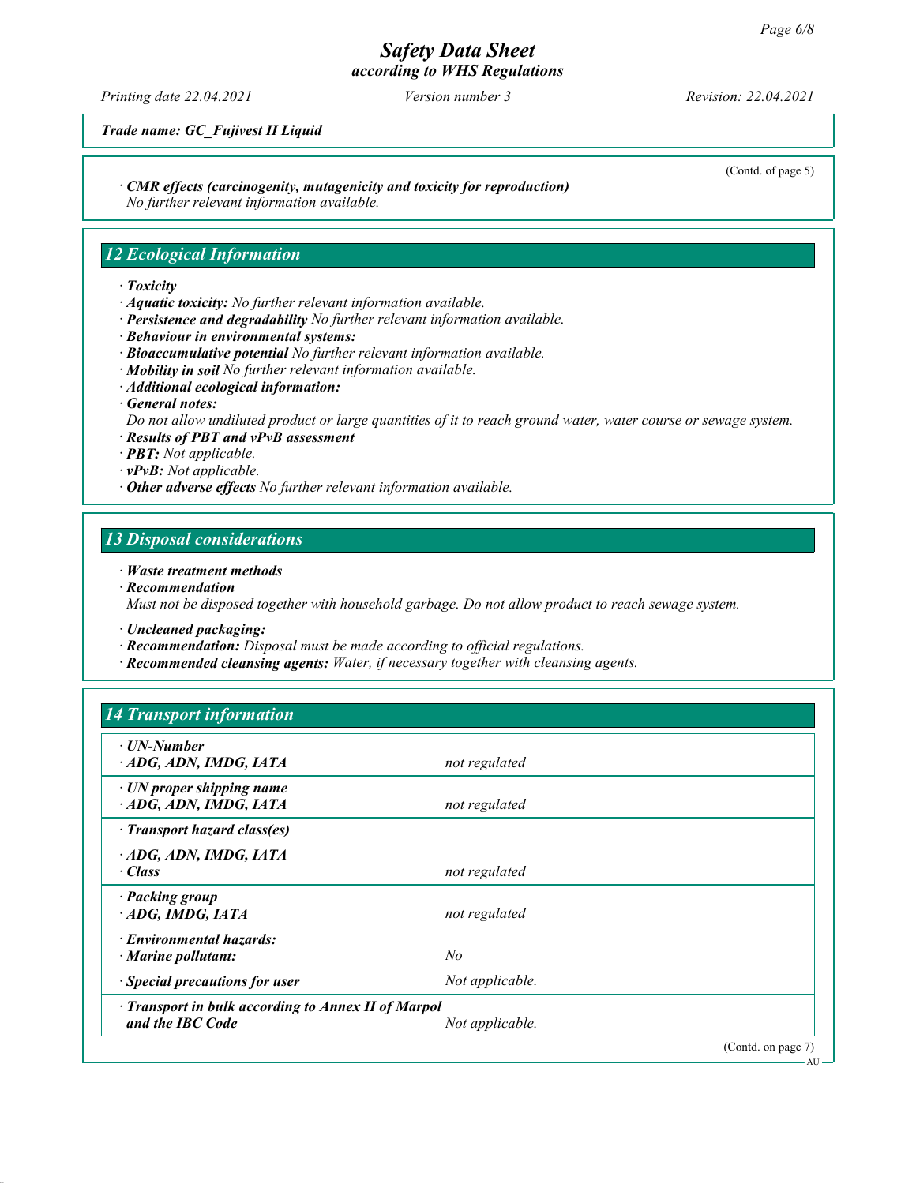*Trade name: GC_Fujivest II Liquid*

(Contd. of page 5)

· **CMR effects (carcinogenity, mutagenicity and toxicity for reproduction)**
No further relevant information available.

## 12 Ecological Information

· **Toxicity**
· **Aquatic toxicity:** No further relevant information available.
· **Persistence and degradability** No further relevant information available.
· **Behaviour in environmental systems:**
· **Bioaccumulative potential** No further relevant information available.
· **Mobility in soil** No further relevant information available.
· **Additional ecological information:**
· **General notes:**
Do not allow undiluted product or large quantities of it to reach ground water, water course or sewage system.
· **Results of PBT and vPvB assessment**
· **PBT:** Not applicable.
· **vPvB:** Not applicable.
· **Other adverse effects** No further relevant information available.

## 13 Disposal considerations

· **Waste treatment methods**
· **Recommendation**
Must not be disposed together with household garbage. Do not allow product to reach sewage system.

· **Uncleaned packaging:**
· **Recommendation:** Disposal must be made according to official regulations.
· **Recommended cleansing agents:** Water, if necessary together with cleansing agents.

## 14 Transport information

| | |
|---|---|
| · **UN-Number**<br>· **ADG, ADN, IMDG, IATA** | not regulated |
| · **UN proper shipping name**<br>· **ADG, ADN, IMDG, IATA** | not regulated |
| · **Transport hazard class(es)**<br><br>· **ADG, ADN, IMDG, IATA**<br>· **Class** | not regulated |
| · **Packing group**<br>· **ADG, IMDG, IATA** | not regulated |
| · **Environmental hazards:**<br>· **Marine pollutant:** | No |
| · **Special precautions for user** | Not applicable. |
| · **Transport in bulk according to Annex II of Marpol and the IBC Code** | Not applicable. |

(Contd. on page 7)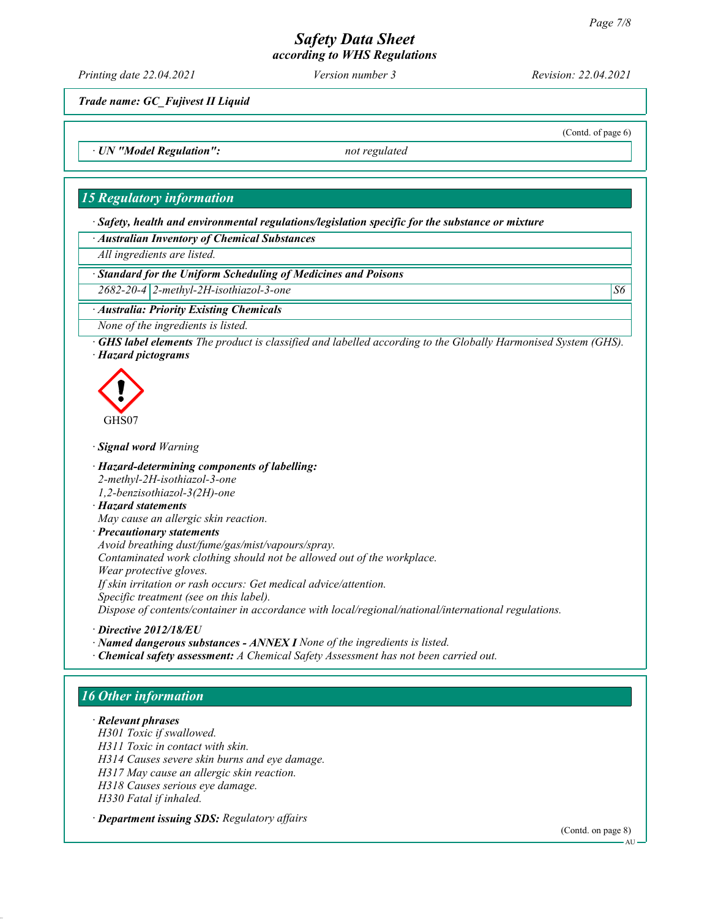Trade name: GC_Fujivest II Liquid

(Contd. of page 6)

| · UN "Model Regulation": | not regulated |
|---|---|

## 15 Regulatory information

· **Safety, health and environmental regulations/legislation specific for the substance or mixture**

· **Australian Inventory of Chemical Substances**

All ingredients are listed.

· **Standard for the Uniform Scheduling of Medicines and Poisons**

| 2682-20-4 | 2-methyl-2H-isothiazol-3-one | S6 |
|---|---|---|

· **Australia: Priority Existing Chemicals**

None of the ingredients is listed.

· **GHS label elements** The product is classified and labelled according to the Globally Harmonised System (GHS).

· **Hazard pictograms**

GHS07

· **Signal word** Warning

· **Hazard-determining components of labelling:**
2-methyl-2H-isothiazol-3-one
1,2-benzisothiazol-3(2H)-one

· **Hazard statements**
May cause an allergic skin reaction.

· **Precautionary statements**
Avoid breathing dust/fume/gas/mist/vapours/spray.
Contaminated work clothing should not be allowed out of the workplace.
Wear protective gloves.
If skin irritation or rash occurs: Get medical advice/attention.
Specific treatment (see on this label).
Dispose of contents/container in accordance with local/regional/national/international regulations.

· **Directive 2012/18/EU**

· **Named dangerous substances - ANNEX I** None of the ingredients is listed.

· **Chemical safety assessment:** A Chemical Safety Assessment has not been carried out.

## 16 Other information

· **Relevant phrases**
H301 Toxic if swallowed.
H311 Toxic in contact with skin.
H314 Causes severe skin burns and eye damage.
H317 May cause an allergic skin reaction.
H318 Causes serious eye damage.
H330 Fatal if inhaled.

· **Department issuing SDS:** Regulatory affairs

(Contd. on page 8)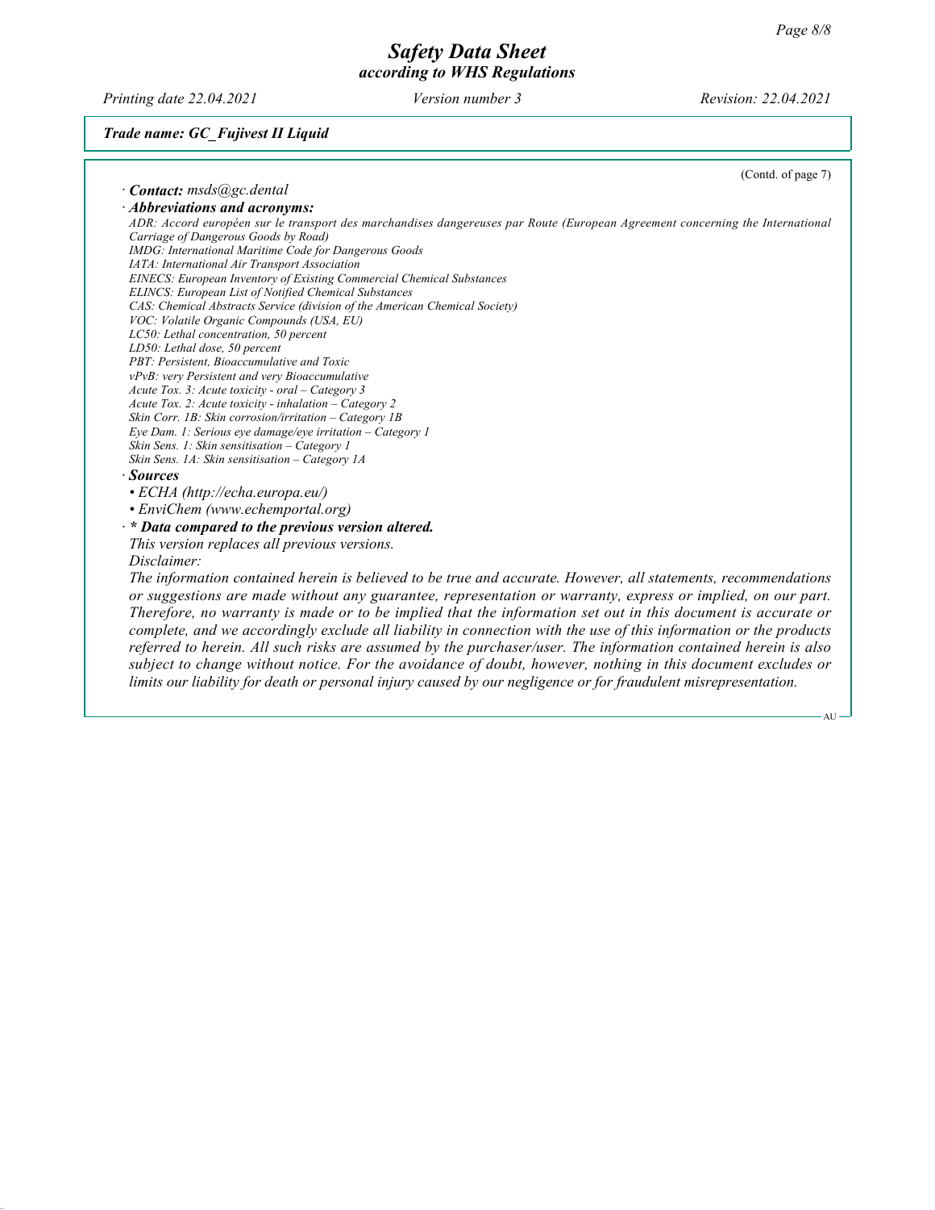*Trade name: GC_Fujivest II Liquid*

(Contd. of page 7)

· ***Contact:*** *msds@gc.dental*

· ***Abbreviations and acronyms:***

*ADR: Accord européen sur le transport des marchandises dangereuses par Route (European Agreement concerning the International Carriage of Dangerous Goods by Road)*
*IMDG: International Maritime Code for Dangerous Goods*
*IATA: International Air Transport Association*
*EINECS: European Inventory of Existing Commercial Chemical Substances*
*ELINCS: European List of Notified Chemical Substances*
*CAS: Chemical Abstracts Service (division of the American Chemical Society)*
*VOC: Volatile Organic Compounds (USA, EU)*
*LC50: Lethal concentration, 50 percent*
*LD50: Lethal dose, 50 percent*
*PBT: Persistent, Bioaccumulative and Toxic*
*vPvB: very Persistent and very Bioaccumulative*
*Acute Tox. 3: Acute toxicity - oral – Category 3*
*Acute Tox. 2: Acute toxicity - inhalation – Category 2*
*Skin Corr. 1B: Skin corrosion/irritation – Category 1B*
*Eye Dam. 1: Serious eye damage/eye irritation – Category 1*
*Skin Sens. 1: Skin sensitisation – Category 1*
*Skin Sens. 1A: Skin sensitisation – Category 1A*

· ***Sources***

- *ECHA (http://echa.europa.eu/)*
- *EnviChem (www.echemportal.org)*

· ***\* Data compared to the previous version altered.***

*This version replaces all previous versions.*

*Disclaimer:*

*The information contained herein is believed to be true and accurate. However, all statements, recommendations or suggestions are made without any guarantee, representation or warranty, express or implied, on our part. Therefore, no warranty is made or to be implied that the information set out in this document is accurate or complete, and we accordingly exclude all liability in connection with the use of this information or the products referred to herein. All such risks are assumed by the purchaser/user. The information contained herein is also subject to change without notice. For the avoidance of doubt, however, nothing in this document excludes or limits our liability for death or personal injury caused by our negligence or for fraudulent misrepresentation.*

AU